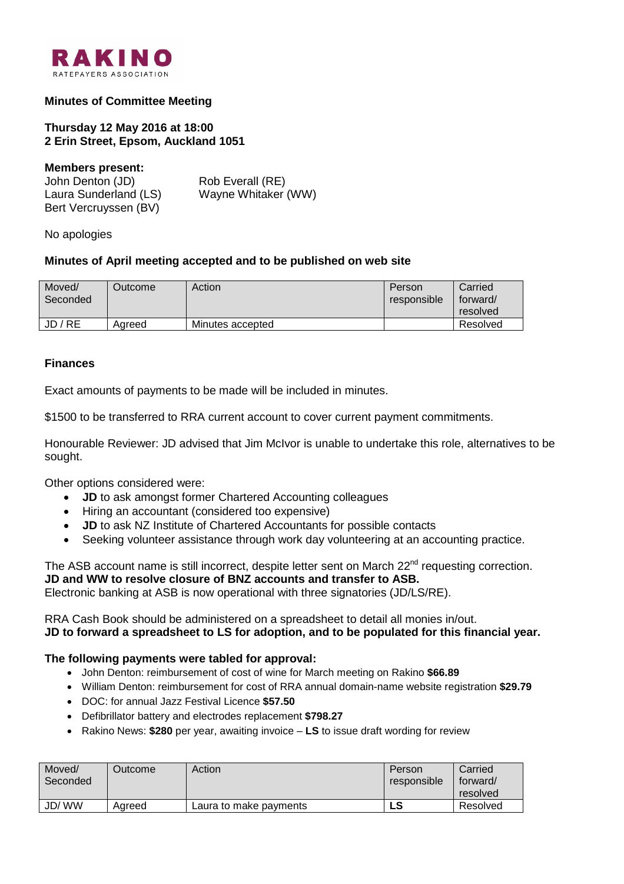**RAKINO**
RATEPAYERS ASSOCIATION

## Minutes of Committee Meeting

**Thursday 12 May 2016 at 18:00**
**2 Erin Street, Epsom, Auckland 1051**

**Members present:**

John Denton (JD)
Laura Sunderland (LS)
Bert Vercruyssen (BV)
Rob Everall (RE)
Wayne Whitaker (WW)

No apologies

### Minutes of April meeting accepted and to be published on web site

| Moved/ Seconded | Outcome | Action | Person responsible | Carried forward/ resolved |
|---|---|---|---|---|
| JD / RE | Agreed | Minutes accepted | | Resolved |

### Finances

Exact amounts of payments to be made will be included in minutes.

$1500 to be transferred to RRA current account to cover current payment commitments.

Honourable Reviewer: JD advised that Jim McIvor is unable to undertake this role, alternatives to be sought.

Other options considered were:

- **JD** to ask amongst former Chartered Accounting colleagues
- Hiring an accountant (considered too expensive)
- **JD** to ask NZ Institute of Chartered Accountants for possible contacts
- Seeking volunteer assistance through work day volunteering at an accounting practice.

The ASB account name is still incorrect, despite letter sent on March 22nd requesting correction.
**JD and WW to resolve closure of BNZ accounts and transfer to ASB.**
Electronic banking at ASB is now operational with three signatories (JD/LS/RE).

RRA Cash Book should be administered on a spreadsheet to detail all monies in/out.
**JD to forward a spreadsheet to LS for adoption, and to be populated for this financial year.**

**The following payments were tabled for approval:**

- John Denton: reimbursement of cost of wine for March meeting on Rakino **$66.89**
- William Denton: reimbursement for cost of RRA annual domain-name website registration **$29.79**
- DOC: for annual Jazz Festival Licence **$57.50**
- Defibrillator battery and electrodes replacement **$798.27**
- Rakino News: **$280** per year, awaiting invoice – **LS** to issue draft wording for review

| Moved/ Seconded | Outcome | Action | Person responsible | Carried forward/ resolved |
|---|---|---|---|---|
| JD/ WW | Agreed | Laura to make payments | **LS** | Resolved |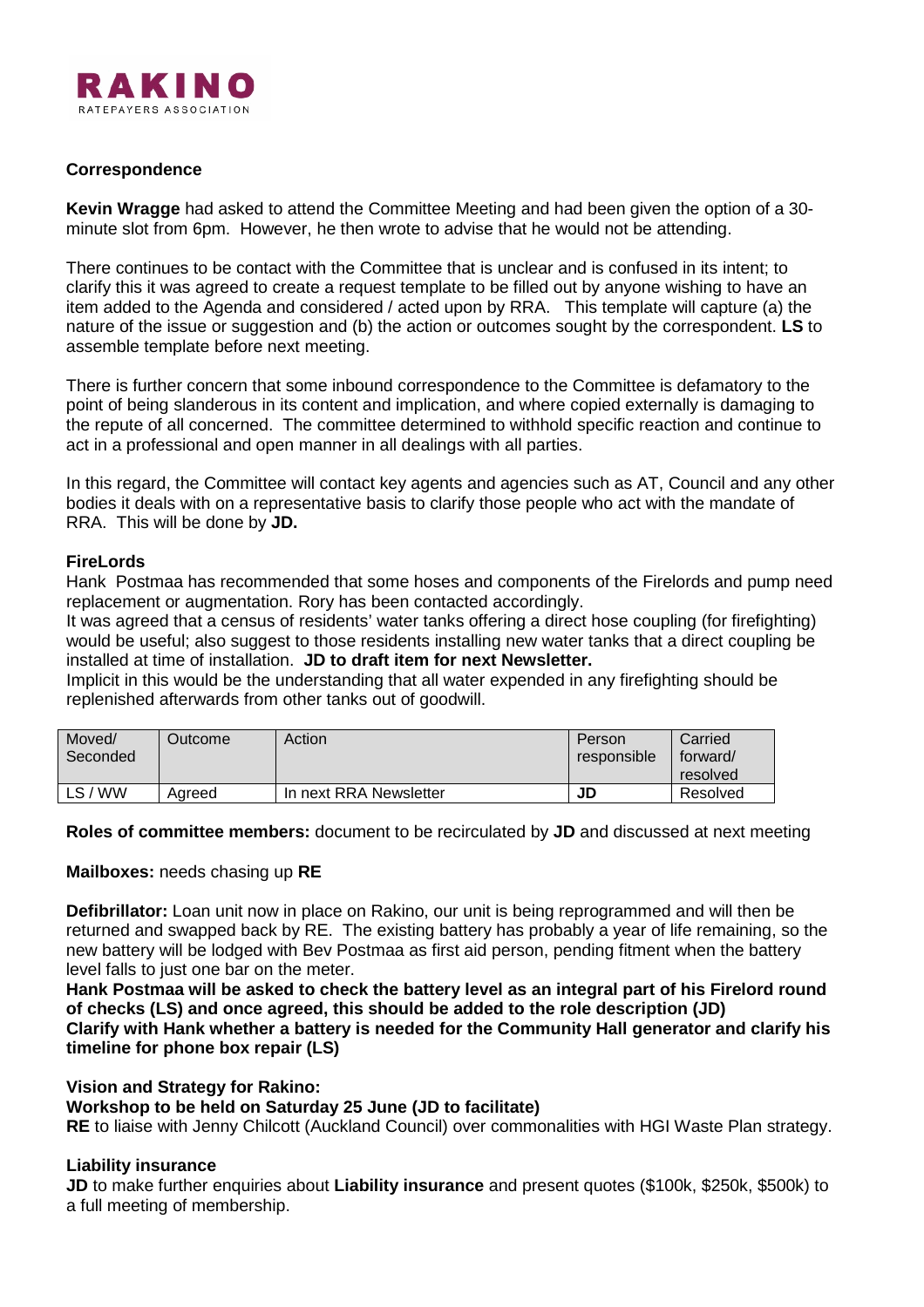### Correspondence

**Kevin Wragge** had asked to attend the Committee Meeting and had been given the option of a 30-minute slot from 6pm. However, he then wrote to advise that he would not be attending.

There continues to be contact with the Committee that is unclear and is confused in its intent; to clarify this it was agreed to create a request template to be filled out by anyone wishing to have an item added to the Agenda and considered / acted upon by RRA. This template will capture (a) the nature of the issue or suggestion and (b) the action or outcomes sought by the correspondent. **LS** to assemble template before next meeting.

There is further concern that some inbound correspondence to the Committee is defamatory to the point of being slanderous in its content and implication, and where copied externally is damaging to the repute of all concerned. The committee determined to withhold specific reaction and continue to act in a professional and open manner in all dealings with all parties.

In this regard, the Committee will contact key agents and agencies such as AT, Council and any other bodies it deals with on a representative basis to clarify those people who act with the mandate of RRA. This will be done by **JD.**

### FireLords

Hank Postmaa has recommended that some hoses and components of the Firelords and pump need replacement or augmentation. Rory has been contacted accordingly.

It was agreed that a census of residents' water tanks offering a direct hose coupling (for firefighting) would be useful; also suggest to those residents installing new water tanks that a direct coupling be installed at time of installation. **JD to draft item for next Newsletter.**

Implicit in this would be the understanding that all water expended in any firefighting should be replenished afterwards from other tanks out of goodwill.

| Moved/ Seconded | Outcome | Action | Person responsible | Carried forward/ resolved |
|---|---|---|---|---|
| LS / WW | Agreed | In next RRA Newsletter | **JD** | Resolved |

**Roles of committee members:** document to be recirculated by **JD** and discussed at next meeting

**Mailboxes:** needs chasing up **RE**

**Defibrillator:** Loan unit now in place on Rakino, our unit is being reprogrammed and will then be returned and swapped back by RE. The existing battery has probably a year of life remaining, so the new battery will be lodged with Bev Postmaa as first aid person, pending fitment when the battery level falls to just one bar on the meter.

**Hank Postmaa will be asked to check the battery level as an integral part of his Firelord round of checks (LS) and once agreed, this should be added to the role description (JD)**
**Clarify with Hank whether a battery is needed for the Community Hall generator and clarify his timeline for phone box repair (LS)**

### Vision and Strategy for Rakino:

**Workshop to be held on Saturday 25 June (JD to facilitate)**

**RE** to liaise with Jenny Chilcott (Auckland Council) over commonalities with HGI Waste Plan strategy.

### Liability insurance

**JD** to make further enquiries about **Liability insurance** and present quotes ($100k, $250k, $500k) to a full meeting of membership.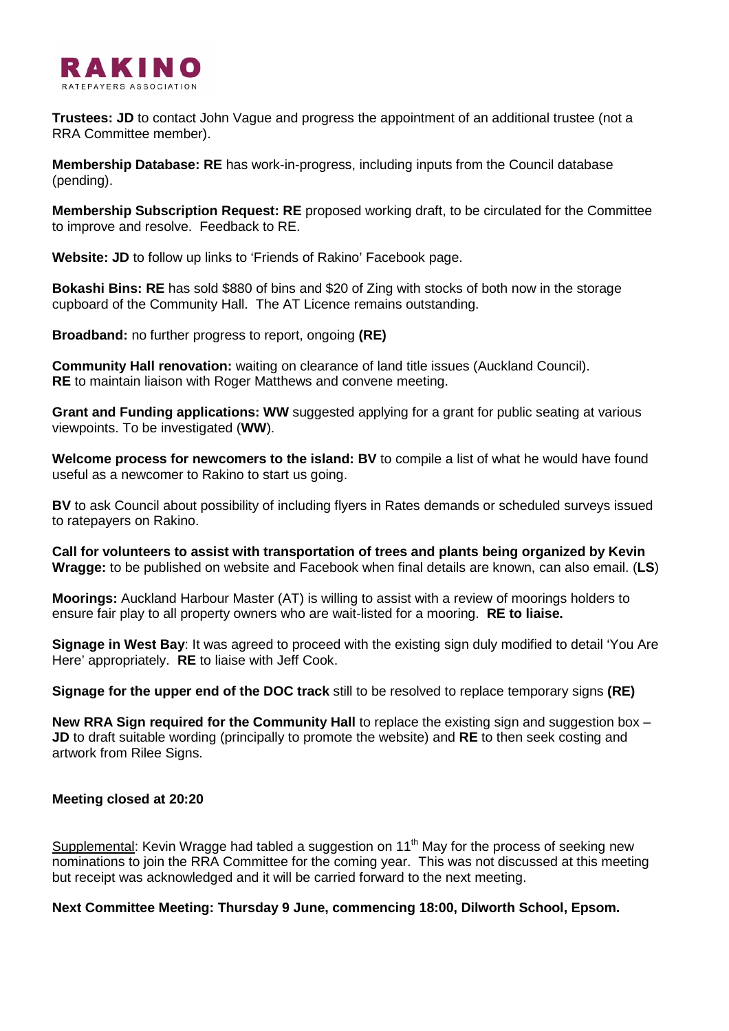**Trustees: JD** to contact John Vague and progress the appointment of an additional trustee (not a RRA Committee member).

**Membership Database: RE** has work-in-progress, including inputs from the Council database (pending).

**Membership Subscription Request: RE** proposed working draft, to be circulated for the Committee to improve and resolve. Feedback to RE.

**Website: JD** to follow up links to 'Friends of Rakino' Facebook page.

**Bokashi Bins: RE** has sold $880 of bins and $20 of Zing with stocks of both now in the storage cupboard of the Community Hall. The AT Licence remains outstanding.

**Broadband:** no further progress to report, ongoing **(RE)**

**Community Hall renovation:** waiting on clearance of land title issues (Auckland Council). **RE** to maintain liaison with Roger Matthews and convene meeting.

**Grant and Funding applications: WW** suggested applying for a grant for public seating at various viewpoints. To be investigated (**WW**).

**Welcome process for newcomers to the island: BV** to compile a list of what he would have found useful as a newcomer to Rakino to start us going.

**BV** to ask Council about possibility of including flyers in Rates demands or scheduled surveys issued to ratepayers on Rakino.

**Call for volunteers to assist with transportation of trees and plants being organized by Kevin Wragge:** to be published on website and Facebook when final details are known, can also email. (**LS**)

**Moorings:** Auckland Harbour Master (AT) is willing to assist with a review of moorings holders to ensure fair play to all property owners who are wait-listed for a mooring. **RE to liaise.**

**Signage in West Bay**: It was agreed to proceed with the existing sign duly modified to detail 'You Are Here' appropriately. **RE** to liaise with Jeff Cook.

**Signage for the upper end of the DOC track** still to be resolved to replace temporary signs **(RE)**

**New RRA Sign required for the Community Hall** to replace the existing sign and suggestion box – **JD** to draft suitable wording (principally to promote the website) and **RE** to then seek costing and artwork from Rilee Signs.

**Meeting closed at 20:20**

Supplemental: Kevin Wragge had tabled a suggestion on 11th May for the process of seeking new nominations to join the RRA Committee for the coming year. This was not discussed at this meeting but receipt was acknowledged and it will be carried forward to the next meeting.

**Next Committee Meeting: Thursday 9 June, commencing 18:00, Dilworth School, Epsom.**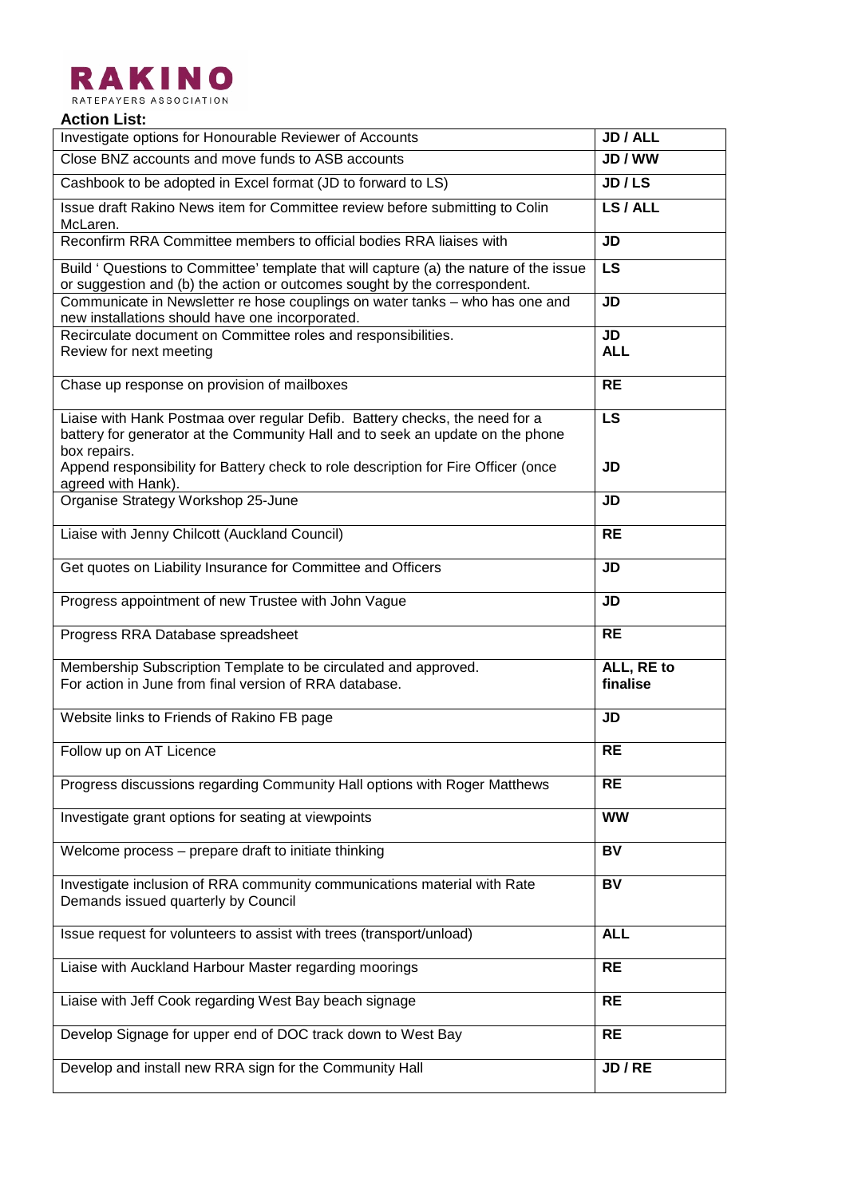**RAKINO**
RATEPAYERS ASSOCIATION

**Action List:**

| | |
|---|---|
| Investigate options for Honourable Reviewer of Accounts | **JD / ALL** |
| Close BNZ accounts and move funds to ASB accounts | **JD / WW** |
| Cashbook to be adopted in Excel format (JD to forward to LS) | **JD / LS** |
| Issue draft Rakino News item for Committee review before submitting to Colin McLaren. | **LS / ALL** |
| Reconfirm RRA Committee members to official bodies RRA liaises with | **JD** |
| Build ' Questions to Committee' template that will capture (a) the nature of the issue or suggestion and (b) the action or outcomes sought by the correspondent. | **LS** |
| Communicate in Newsletter re hose couplings on water tanks – who has one and new installations should have one incorporated. | **JD** |
| Recirculate document on Committee roles and responsibilities.<br>Review for next meeting | **JD**<br>**ALL** |
| Chase up response on provision of mailboxes | **RE** |
| Liaise with Hank Postmaa over regular Defib. Battery checks, the need for a battery for generator at the Community Hall and to seek an update on the phone box repairs.<br>Append responsibility for Battery check to role description for Fire Officer (once agreed with Hank). | **LS**<br><br>**JD** |
| Organise Strategy Workshop 25-June | **JD** |
| Liaise with Jenny Chilcott (Auckland Council) | **RE** |
| Get quotes on Liability Insurance for Committee and Officers | **JD** |
| Progress appointment of new Trustee with John Vague | **JD** |
| Progress RRA Database spreadsheet | **RE** |
| Membership Subscription Template to be circulated and approved.<br>For action in June from final version of RRA database. | **ALL, RE to finalise** |
| Website links to Friends of Rakino FB page | **JD** |
| Follow up on AT Licence | **RE** |
| Progress discussions regarding Community Hall options with Roger Matthews | **RE** |
| Investigate grant options for seating at viewpoints | **WW** |
| Welcome process – prepare draft to initiate thinking | **BV** |
| Investigate inclusion of RRA community communications material with Rate Demands issued quarterly by Council | **BV** |
| Issue request for volunteers to assist with trees (transport/unload) | **ALL** |
| Liaise with Auckland Harbour Master regarding moorings | **RE** |
| Liaise with Jeff Cook regarding West Bay beach signage | **RE** |
| Develop Signage for upper end of DOC track down to West Bay | **RE** |
| Develop and install new RRA sign for the Community Hall | **JD / RE** |